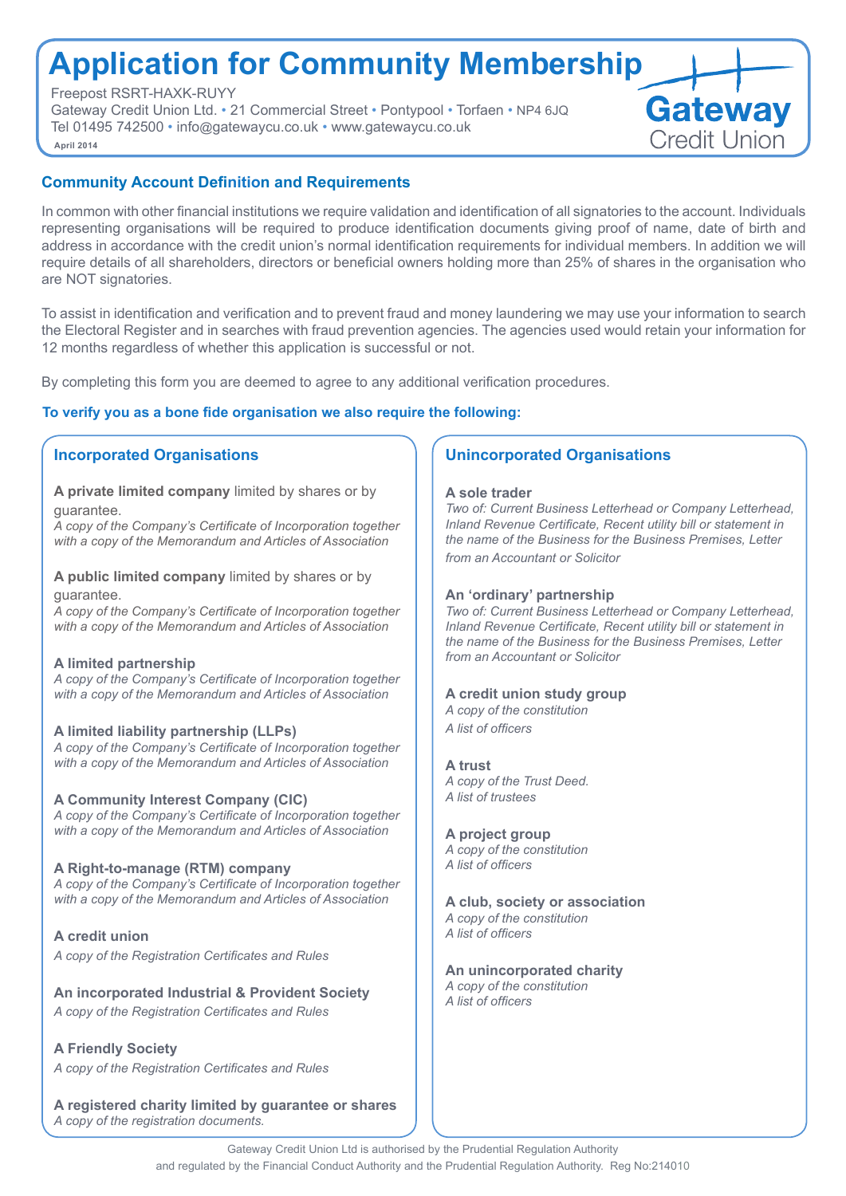# Application for Community Membership

Freepost RSRT-HAXK-RUYY
Gateway Credit Union Ltd. • 21 Commercial Street • Pontypool • Torfaen • NP4 6JQ
Tel 01495 742500 • info@gatewaycu.co.uk • www.gatewaycu.co.uk
April 2014

Gateway Credit Union

## Community Account Definition and Requirements

In common with other financial institutions we require validation and identification of all signatories to the account. Individuals representing organisations will be required to produce identification documents giving proof of name, date of birth and address in accordance with the credit union's normal identification requirements for individual members. In addition we will require details of all shareholders, directors or beneficial owners holding more than 25% of shares in the organisation who are NOT signatories.

To assist in identification and verification and to prevent fraud and money laundering we may use your information to search the Electoral Register and in searches with fraud prevention agencies. The agencies used would retain your information for 12 months regardless of whether this application is successful or not.

By completing this form you are deemed to agree to any additional verification procedures.

**To verify you as a bone fide organisation we also require the following:**

### Incorporated Organisations

**A private limited company** limited by shares or by guarantee.
*A copy of the Company's Certificate of Incorporation together with a copy of the Memorandum and Articles of Association*

**A public limited company** limited by shares or by guarantee.
*A copy of the Company's Certificate of Incorporation together with a copy of the Memorandum and Articles of Association*

**A limited partnership**
*A copy of the Company's Certificate of Incorporation together with a copy of the Memorandum and Articles of Association*

**A limited liability partnership (LLPs)**
*A copy of the Company's Certificate of Incorporation together with a copy of the Memorandum and Articles of Association*

**A Community Interest Company (CIC)**
*A copy of the Company's Certificate of Incorporation together with a copy of the Memorandum and Articles of Association*

**A Right-to-manage (RTM) company**
*A copy of the Company's Certificate of Incorporation together with a copy of the Memorandum and Articles of Association*

**A credit union**
*A copy of the Registration Certificates and Rules*

**An incorporated Industrial & Provident Society**
*A copy of the Registration Certificates and Rules*

**A Friendly Society**
*A copy of the Registration Certificates and Rules*

**A registered charity limited by guarantee or shares**
*A copy of the registration documents.*

### Unincorporated Organisations

**A sole trader**
*Two of: Current Business Letterhead or Company Letterhead, Inland Revenue Certificate, Recent utility bill or statement in the name of the Business for the Business Premises, Letter from an Accountant or Solicitor*

**An 'ordinary' partnership**
*Two of: Current Business Letterhead or Company Letterhead, Inland Revenue Certificate, Recent utility bill or statement in the name of the Business for the Business Premises, Letter from an Accountant or Solicitor*

**A credit union study group**
*A copy of the constitution*
*A list of officers*

**A trust**
*A copy of the Trust Deed.*
*A list of trustees*

**A project group**
*A copy of the constitution*
*A list of officers*

**A club, society or association**
*A copy of the constitution*
*A list of officers*

**An unincorporated charity**
*A copy of the constitution*
*A list of officers*

Gateway Credit Union Ltd is authorised by the Prudential Regulation Authority and regulated by the Financial Conduct Authority and the Prudential Regulation Authority. Reg No:214010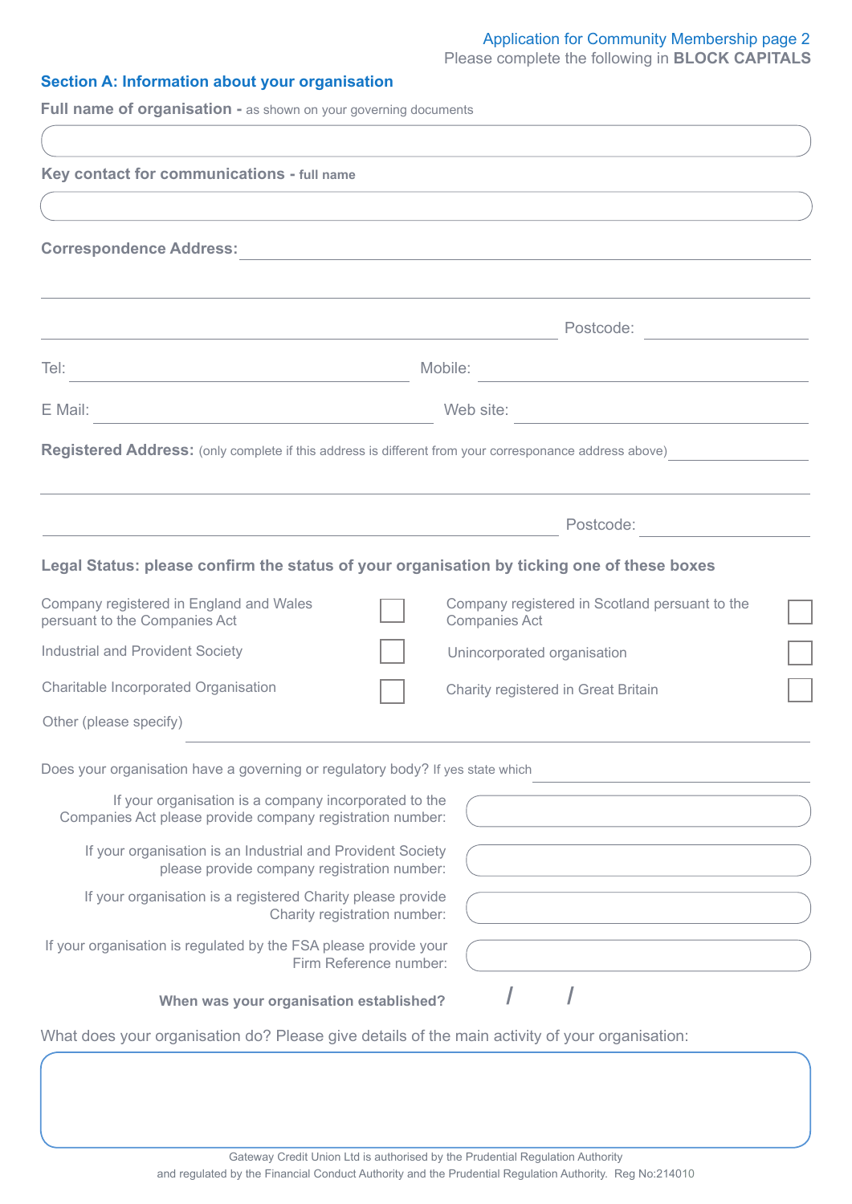Application for Community Membership page 2

Please complete the following in **BLOCK CAPITALS**

## Section A: Information about your organisation

**Full name of organisation -** as shown on your governing documents

**Key contact for communications - full name**

**Correspondence Address:**

Postcode:

Tel: Mobile:

E Mail: Web site:

**Registered Address:** (only complete if this address is different from your corresponance address above)

Postcode:

**Legal Status: please confirm the status of your organisation by ticking one of these boxes**

- Company registered in England and Wales persuant to the Companies Act ☐
- Company registered in Scotland persuant to the Companies Act ☐
- Industrial and Provident Society ☐
- Unincorporated organisation ☐
- Charitable Incorporated Organisation ☐
- Charity registered in Great Britain ☐
- Other (please specify)

Does your organisation have a governing or regulatory body? If yes state which

If your organisation is a company incorporated to the Companies Act please provide company registration number:

If your organisation is an Industrial and Provident Society please provide company registration number:

If your organisation is a registered Charity please provide Charity registration number:

If your organisation is regulated by the FSA please provide your Firm Reference number:

**When was your organisation established?** / /

What does your organisation do? Please give details of the main activity of your organisation:

Gateway Credit Union Ltd is authorised by the Prudential Regulation Authority and regulated by the Financial Conduct Authority and the Prudential Regulation Authority. Reg No:214010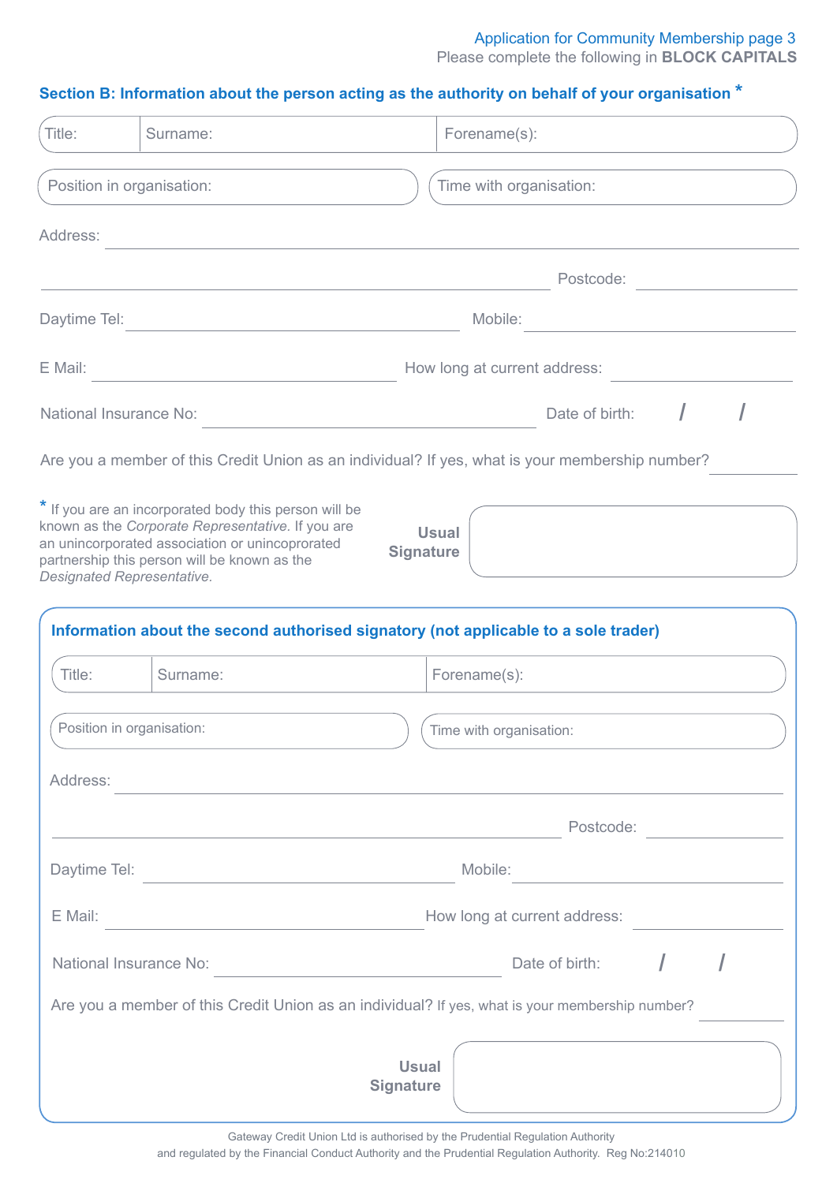Application for Community Membership page 3
Please complete the following in **BLOCK CAPITALS**

## Section B: Information about the person acting as the authority on behalf of your organisation *

Title: | Surname: | Forename(s):

Position in organisation: | Time with organisation:

Address:

Postcode:

Daytime Tel: | Mobile:

E Mail: | How long at current address:

National Insurance No: | Date of birth: / /

Are you a member of this Credit Union as an individual? If yes, what is your membership number?

\* If you are an incorporated body this person will be known as the *Corporate Representative.* If you are an unincorporated association or unincoprorated partnership this person will be known as the *Designated Representative.*

**Usual Signature**

## Information about the second authorised signatory (not applicable to a sole trader)

Title: | Surname: | Forename(s):

Position in organisation: | Time with organisation:

Address:

Postcode:

Daytime Tel: | Mobile:

E Mail: | How long at current address:

National Insurance No: | Date of birth: / /

Are you a member of this Credit Union as an individual? If yes, what is your membership number?

**Usual Signature**

Gateway Credit Union Ltd is authorised by the Prudential Regulation Authority
and regulated by the Financial Conduct Authority and the Prudential Regulation Authority. Reg No:214010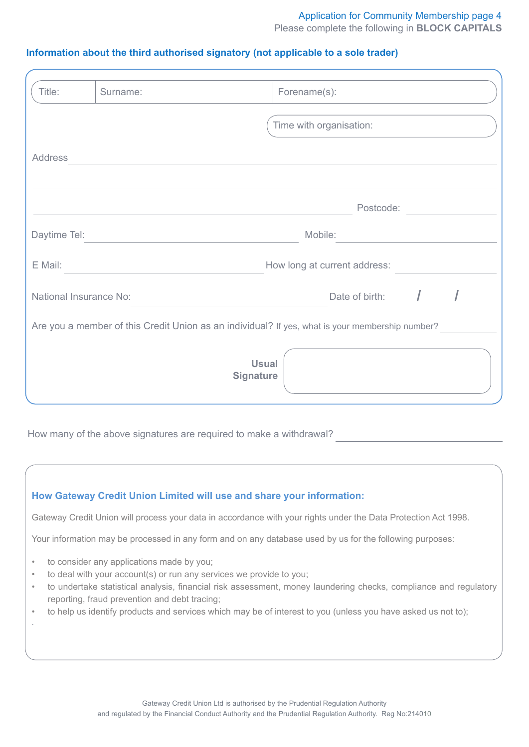Application for Community Membership page 4

Please complete the following in **BLOCK CAPITALS**

## Information about the third authorised signatory (not applicable to a sole trader)

| Title: | Surname: | Forename(s): |
|---|---|---|

Time with organisation:

Address ______________________________________________

______________________________________________

______________________________________________ Postcode: __________

Daytime Tel: ______________________ Mobile: ______________________

E Mail: ______________________ How long at current address: __________

National Insurance No: ______________________ Date of birth: / /

Are you a member of this Credit Union as an individual? If yes, what is your membership number? __________

**Usual Signature**

How many of the above signatures are required to make a withdrawal? __________

### How Gateway Credit Union Limited will use and share your information:

Gateway Credit Union will process your data in accordance with your rights under the Data Protection Act 1998.

Your information may be processed in any form and on any database used by us for the following purposes:

- to consider any applications made by you;
- to deal with your account(s) or run any services we provide to you;
- to undertake statistical analysis, financial risk assessment, money laundering checks, compliance and regulatory reporting, fraud prevention and debt tracing;
- to help us identify products and services which may be of interest to you (unless you have asked us not to);

Gateway Credit Union Ltd is authorised by the Prudential Regulation Authority and regulated by the Financial Conduct Authority and the Prudential Regulation Authority. Reg No:214010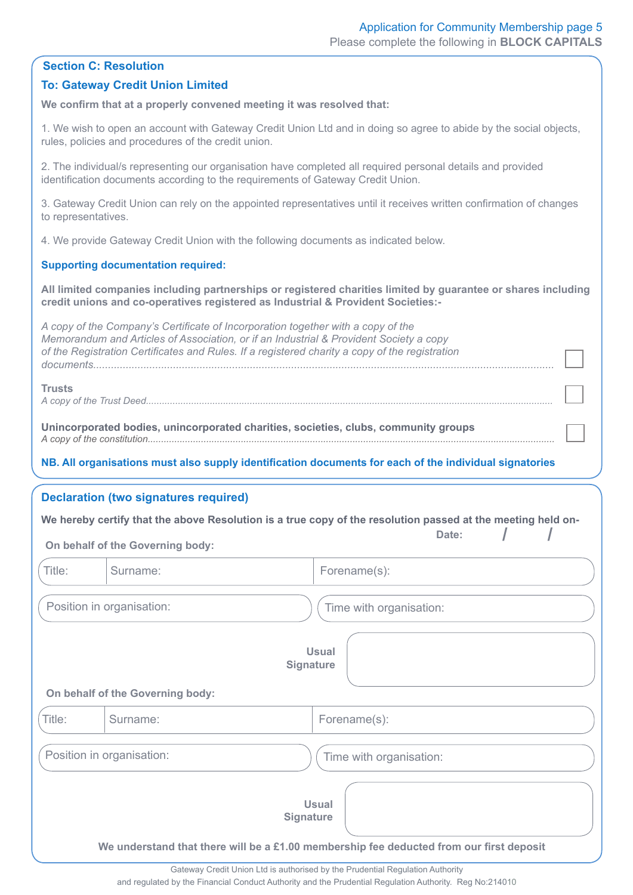Application for Community Membership page 5

Please complete the following in **BLOCK CAPITALS**

## Section C: Resolution

### To: Gateway Credit Union Limited

**We confirm that at a properly convened meeting it was resolved that:**

1. We wish to open an account with Gateway Credit Union Ltd and in doing so agree to abide by the social objects, rules, policies and procedures of the credit union.

2. The individual/s representing our organisation have completed all required personal details and provided identification documents according to the requirements of Gateway Credit Union.

3. Gateway Credit Union can rely on the appointed representatives until it receives written confirmation of changes to representatives.

4. We provide Gateway Credit Union with the following documents as indicated below.

### Supporting documentation required:

**All limited companies including partnerships or registered charities limited by guarantee or shares including credit unions and co-operatives registered as Industrial & Provident Societies:-**

*A copy of the Company's Certificate of Incorporation together with a copy of the Memorandum and Articles of Association, or if an Industrial & Provident Society a copy of the Registration Certificates and Rules. If a registered charity a copy of the registration documents*............ ☐

**Trusts**
*A copy of the Trust Deed*............ ☐

**Unincorporated bodies, unincorporated charities, societies, clubs, community groups**
*A copy of the constitution*............ ☐

**NB. All organisations must also supply identification documents for each of the individual signatories**

## Declaration (two signatures required)

**We hereby certify that the above Resolution is a true copy of the resolution passed at the meeting held on-**

**Date:** / /

**On behalf of the Governing body:**

| Title: | Surname: | Forename(s): |
|---|---|---|

| Position in organisation: | Time with organisation: |
|---|---|

**Usual Signature**

**On behalf of the Governing body:**

| Title: | Surname: | Forename(s): |
|---|---|---|

| Position in organisation: | Time with organisation: |
|---|---|

**Usual Signature**

**We understand that there will be a £1.00 membership fee deducted from our first deposit**

Gateway Credit Union Ltd is authorised by the Prudential Regulation Authority and regulated by the Financial Conduct Authority and the Prudential Regulation Authority. Reg No:214010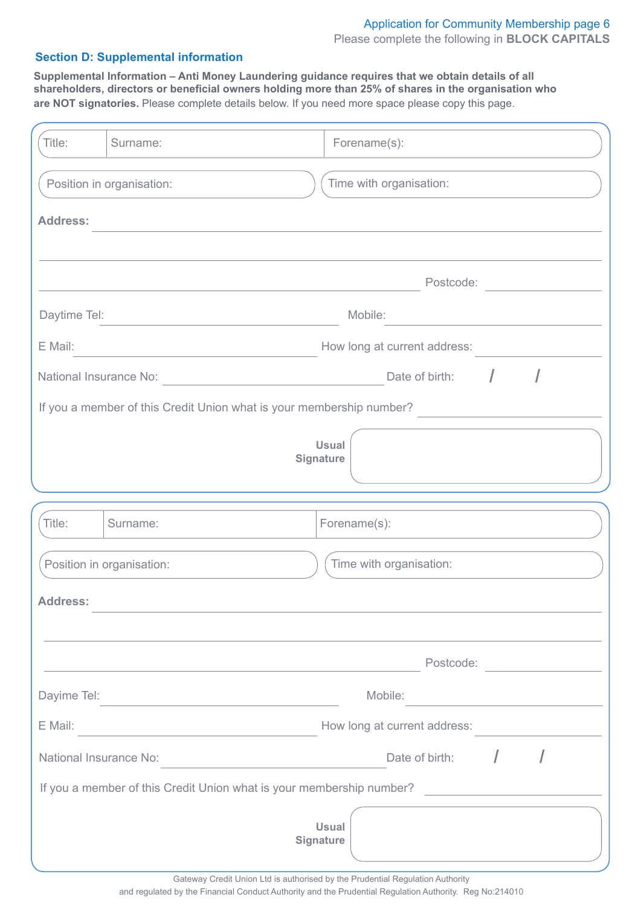Application for Community Membership page 6

Please complete the following in **BLOCK CAPITALS**

## Section D: Supplemental information

**Supplemental Information – Anti Money Laundering guidance requires that we obtain details of all shareholders, directors or beneficial owners holding more than 25% of shares in the organisation who are NOT signatories.** Please complete details below. If you need more space please copy this page.

Title: Surname: Forename(s):

Position in organisation: Time with organisation:

**Address:**

Postcode:

Daytime Tel: Mobile:

E Mail: How long at current address:

National Insurance No: Date of birth: / /

If you a member of this Credit Union what is your membership number?

**Usual Signature**

---

Title: Surname: Forename(s):

Position in organisation: Time with organisation:

**Address:**

Postcode:

Dayime Tel: Mobile:

E Mail: How long at current address:

National Insurance No: Date of birth: / /

If you a member of this Credit Union what is your membership number?

**Usual Signature**

Gateway Credit Union Ltd is authorised by the Prudential Regulation Authority and regulated by the Financial Conduct Authority and the Prudential Regulation Authority. Reg No:214010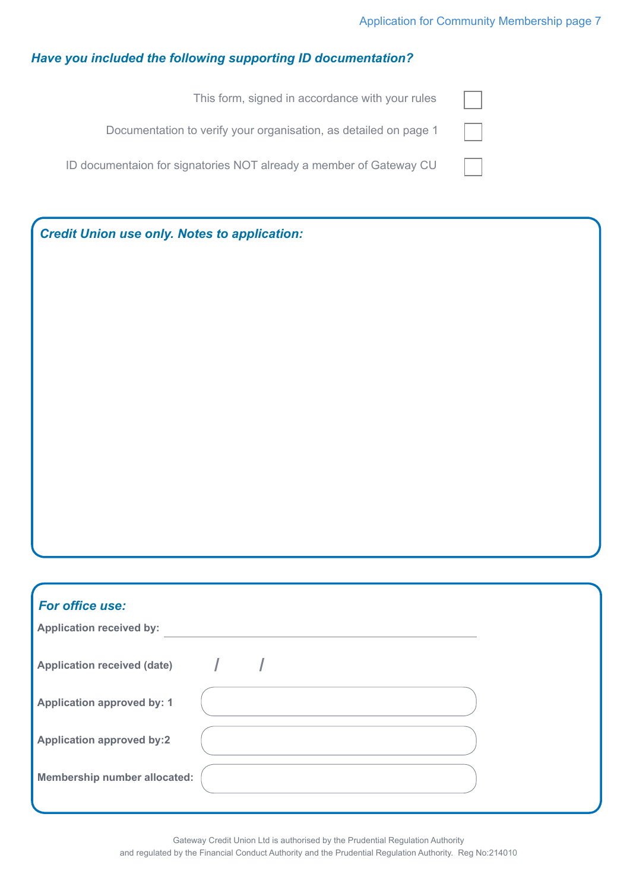### *Have you included the following supporting ID documentation?*

- [ ] This form, signed in accordance with your rules
- [ ] Documentation to verify your organisation, as detailed on page 1
- [ ] ID documentaion for signatories NOT already a member of Gateway CU

### *Credit Union use only. Notes to application:*

### *For office use:*

**Application received by:** ______________________________

**Application received (date)** / /

**Application approved by: 1**

**Application approved by:2**

**Membership number allocated:**

Gateway Credit Union Ltd is authorised by the Prudential Regulation Authority and regulated by the Financial Conduct Authority and the Prudential Regulation Authority. Reg No:214010